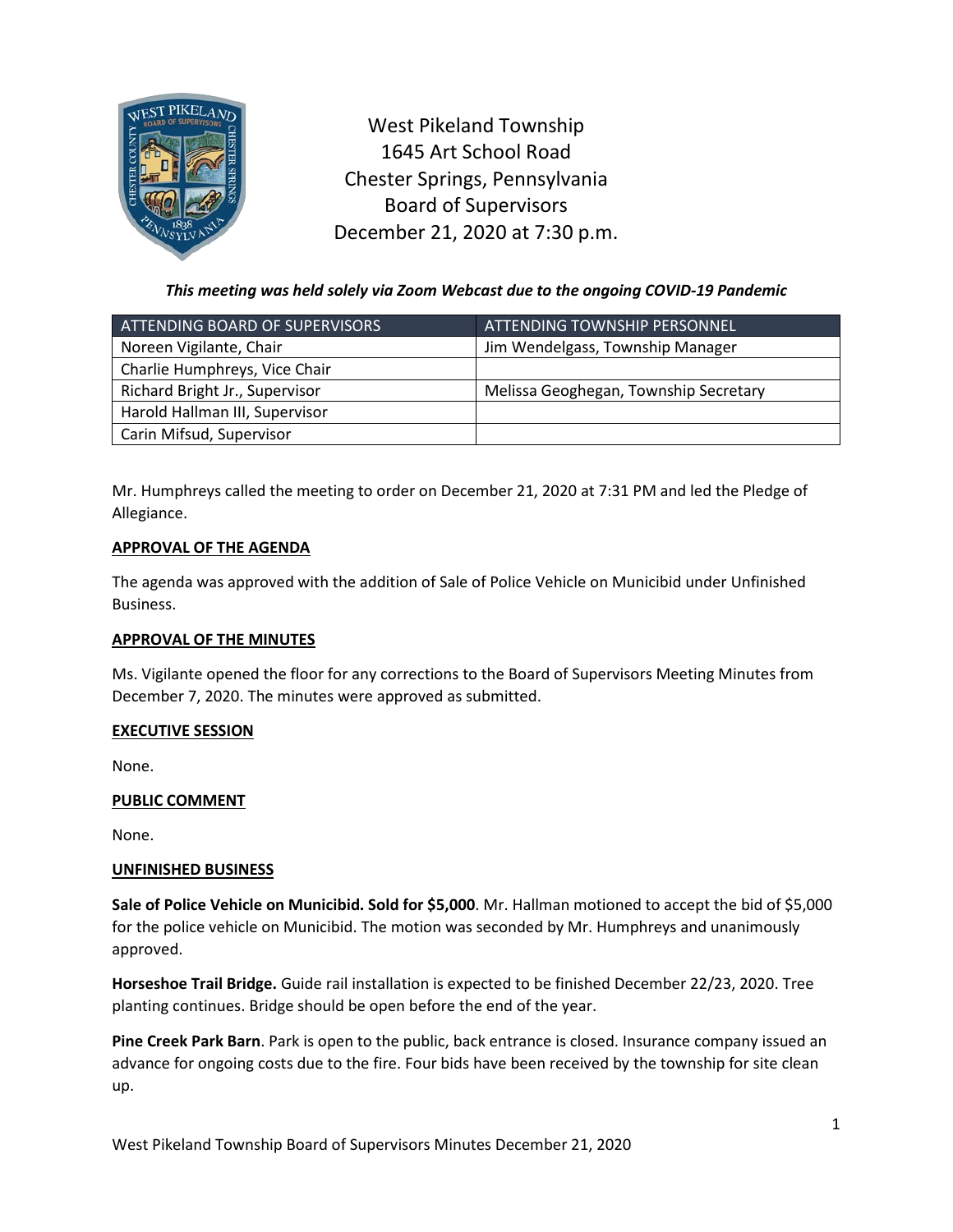# West Pikeland Township
1645 Art School Road
Chester Springs, Pennsylvania
Board of Supervisors
December 21, 2020 at 7:30 p.m.

***This meeting was held solely via Zoom Webcast due to the ongoing COVID-19 Pandemic***

| ATTENDING BOARD OF SUPERVISORS | ATTENDING TOWNSHIP PERSONNEL |
|---|---|
| Noreen Vigilante, Chair | Jim Wendelgass, Township Manager |
| Charlie Humphreys, Vice Chair | |
| Richard Bright Jr., Supervisor | Melissa Geoghegan, Township Secretary |
| Harold Hallman III, Supervisor | |
| Carin Mifsud, Supervisor | |

Mr. Humphreys called the meeting to order on December 21, 2020 at 7:31 PM and led the Pledge of Allegiance.

## APPROVAL OF THE AGENDA

The agenda was approved with the addition of Sale of Police Vehicle on Municibid under Unfinished Business.

## APPROVAL OF THE MINUTES

Ms. Vigilante opened the floor for any corrections to the Board of Supervisors Meeting Minutes from December 7, 2020. The minutes were approved as submitted.

## EXECUTIVE SESSION

None.

## PUBLIC COMMENT

None.

## UNFINISHED BUSINESS

**Sale of Police Vehicle on Municibid. Sold for $5,000**. Mr. Hallman motioned to accept the bid of $5,000 for the police vehicle on Municibid. The motion was seconded by Mr. Humphreys and unanimously approved.

**Horseshoe Trail Bridge.** Guide rail installation is expected to be finished December 22/23, 2020. Tree planting continues. Bridge should be open before the end of the year.

**Pine Creek Park Barn**. Park is open to the public, back entrance is closed. Insurance company issued an advance for ongoing costs due to the fire. Four bids have been received by the township for site clean up.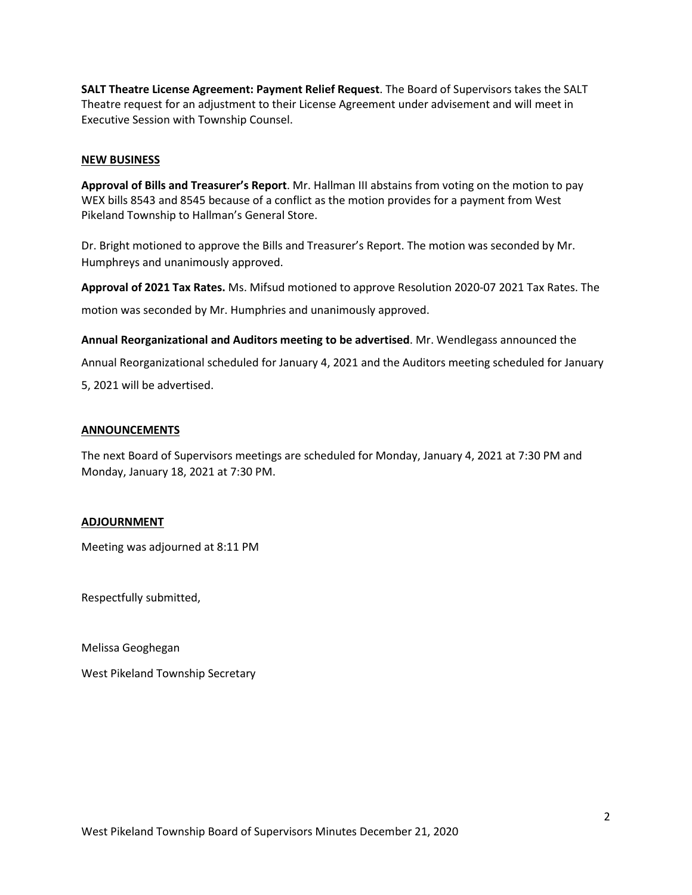**SALT Theatre License Agreement: Payment Relief Request**. The Board of Supervisors takes the SALT Theatre request for an adjustment to their License Agreement under advisement and will meet in Executive Session with Township Counsel.

## NEW BUSINESS

**Approval of Bills and Treasurer's Report**. Mr. Hallman III abstains from voting on the motion to pay WEX bills 8543 and 8545 because of a conflict as the motion provides for a payment from West Pikeland Township to Hallman's General Store.

Dr. Bright motioned to approve the Bills and Treasurer's Report. The motion was seconded by Mr. Humphreys and unanimously approved.

**Approval of 2021 Tax Rates.** Ms. Mifsud motioned to approve Resolution 2020-07 2021 Tax Rates. The motion was seconded by Mr. Humphries and unanimously approved.

**Annual Reorganizational and Auditors meeting to be advertised**. Mr. Wendlegass announced the Annual Reorganizational scheduled for January 4, 2021 and the Auditors meeting scheduled for January 5, 2021 will be advertised.

## ANNOUNCEMENTS

The next Board of Supervisors meetings are scheduled for Monday, January 4, 2021 at 7:30 PM and Monday, January 18, 2021 at 7:30 PM.

## ADJOURNMENT

Meeting was adjourned at 8:11 PM

Respectfully submitted,

Melissa Geoghegan

West Pikeland Township Secretary